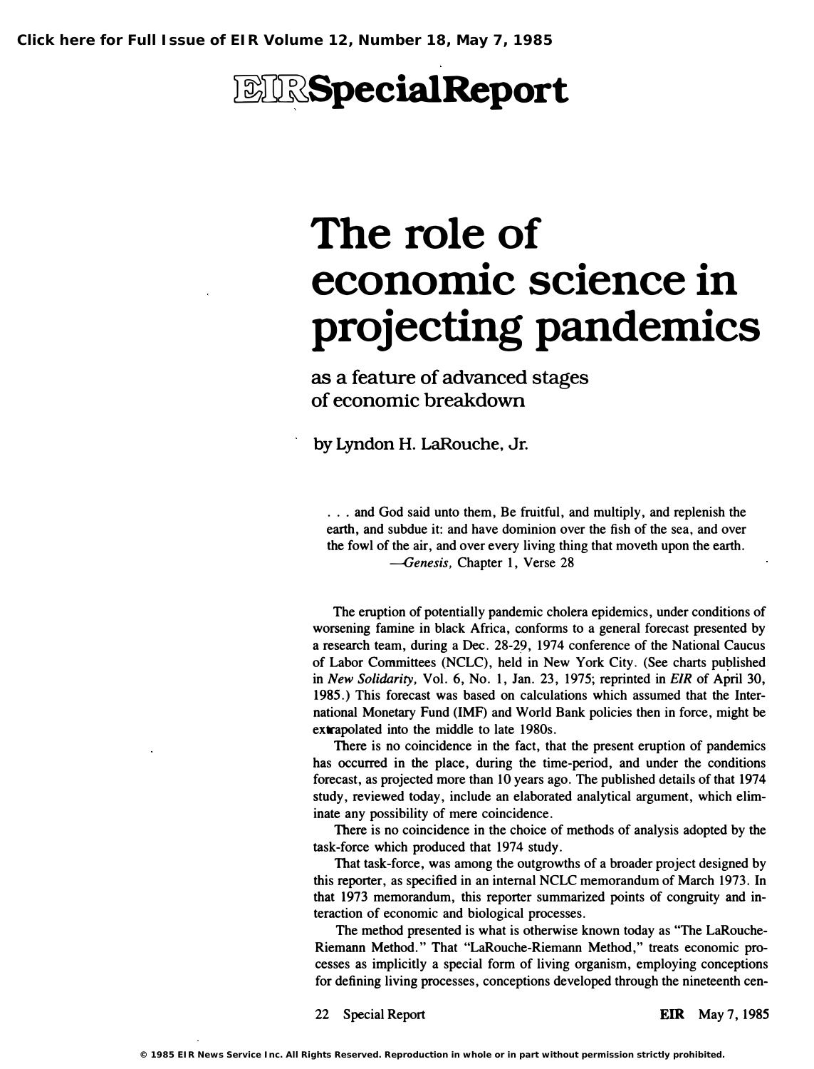# EIR Special Report

# The role of economic science in projecting pandemics

## as a feature of advanced stages of economic breakdown

by Lyndon H. LaRouche, Jr.

> . . . and God said unto them, Be fruitful, and multiply, and replenish the earth, and subdue it: and have dominion over the fish of the sea, and over the fowl of the air, and over every living thing that moveth upon the earth.
> —*Genesis*, Chapter 1, Verse 28

The eruption of potentially pandemic cholera epidemics, under conditions of worsening famine in black Africa, conforms to a general forecast presented by a research team, during a Dec. 28-29, 1974 conference of the National Caucus of Labor Committees (NCLC), held in New York City. (See charts published in *New Solidarity*, Vol. 6, No. 1, Jan. 23, 1975; reprinted in *EIR* of April 30, 1985.) This forecast was based on calculations which assumed that the International Monetary Fund (IMF) and World Bank policies then in force, might be extrapolated into the middle to late 1980s.

There is no coincidence in the fact, that the present eruption of pandemics has occurred in the place, during the time-period, and under the conditions forecast, as projected more than 10 years ago. The published details of that 1974 study, reviewed today, include an elaborated analytical argument, which eliminate any possibility of mere coincidence.

There is no coincidence in the choice of methods of analysis adopted by the task-force which produced that 1974 study.

That task-force, was among the outgrowths of a broader project designed by this reporter, as specified in an internal NCLC memorandum of March 1973. In that 1973 memorandum, this reporter summarized points of congruity and interaction of economic and biological processes.

The method presented is what is otherwise known today as "The LaRouche-Riemann Method." That "LaRouche-Riemann Method," treats economic processes as implicitly a special form of living organism, employing conceptions for defining living processes, conceptions developed through the nineteenth cen-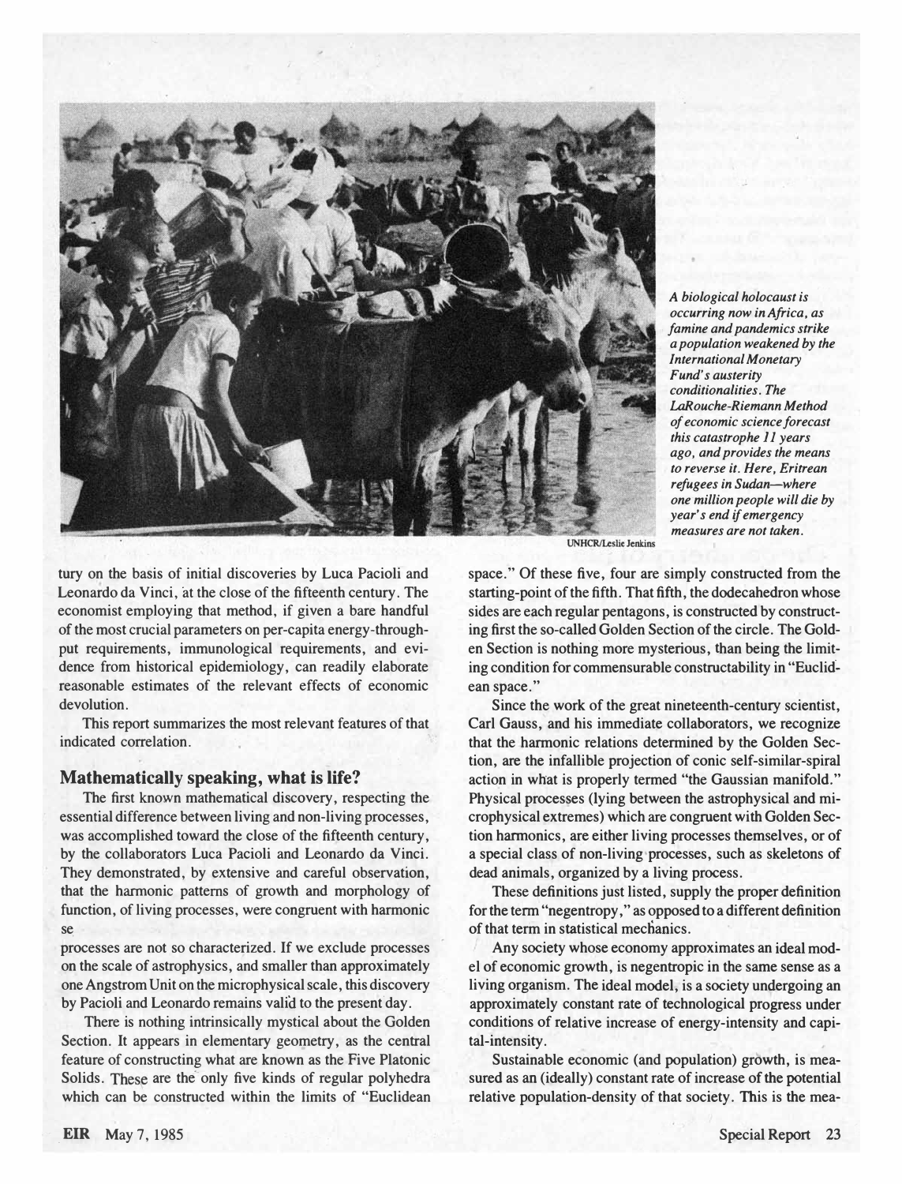A biological holocaust is occurring now in Africa, as famine and pandemics strike a population weakened by the International Monetary Fund's austerity conditionalities. The LaRouche-Riemann Method of economic science forecast this catastrophe 11 years ago, and provides the means to reverse it. Here, Eritrean refugees in Sudan—where one million people will die by year's end if emergency measures are not taken.

UNHCR/Leslie Jenkins

tury on the basis of initial discoveries by Luca Pacioli and Leonardo da Vinci, at the close of the fifteenth century. The economist employing that method, if given a bare handful of the most crucial parameters on per-capita energy-throughput requirements, immunological requirements, and evidence from historical epidemiology, can readily elaborate reasonable estimates of the relevant effects of economic devolution.

This report summarizes the most relevant features of that indicated correlation.

## Mathematically speaking, what is life?

The first known mathematical discovery, respecting the essential difference between living and non-living processes, was accomplished toward the close of the fifteenth century, by the collaborators Luca Pacioli and Leonardo da Vinci. They demonstrated, by extensive and careful observation, that the harmonic patterns of growth and morphology of function, of living processes, were congruent with harmonic se

processes are not so characterized. If we exclude processes on the scale of astrophysics, and smaller than approximately one Angstrom Unit on the microphysical scale, this discovery by Pacioli and Leonardo remains valid to the present day.

There is nothing intrinsically mystical about the Golden Section. It appears in elementary geometry, as the central feature of constructing what are known as the Five Platonic Solids. These are the only five kinds of regular polyhedra which can be constructed within the limits of "Euclidean space." Of these five, four are simply constructed from the starting-point of the fifth. That fifth, the dodecahedron whose sides are each regular pentagons, is constructed by constructing first the so-called Golden Section of the circle. The Golden Section is nothing more mysterious, than being the limiting condition for commensurable constructability in "Euclidean space."

Since the work of the great nineteenth-century scientist, Carl Gauss, and his immediate collaborators, we recognize that the harmonic relations determined by the Golden Section, are the infallible projection of conic self-similar-spiral action in what is properly termed "the Gaussian manifold." Physical processes (lying between the astrophysical and microphysical extremes) which are congruent with Golden Section harmonics, are either living processes themselves, or of a special class of non-living processes, such as skeletons of dead animals, organized by a living process.

These definitions just listed, supply the proper definition for the term "negentropy," as opposed to a different definition of that term in statistical mechanics.

Any society whose economy approximates an ideal model of economic growth, is negentropic in the same sense as a living organism. The ideal model, is a society undergoing an approximately constant rate of technological progress under conditions of relative increase of energy-intensity and capital-intensity.

Sustainable economic (and population) growth, is measured as an (ideally) constant rate of increase of the potential relative population-density of that society. This is the mea-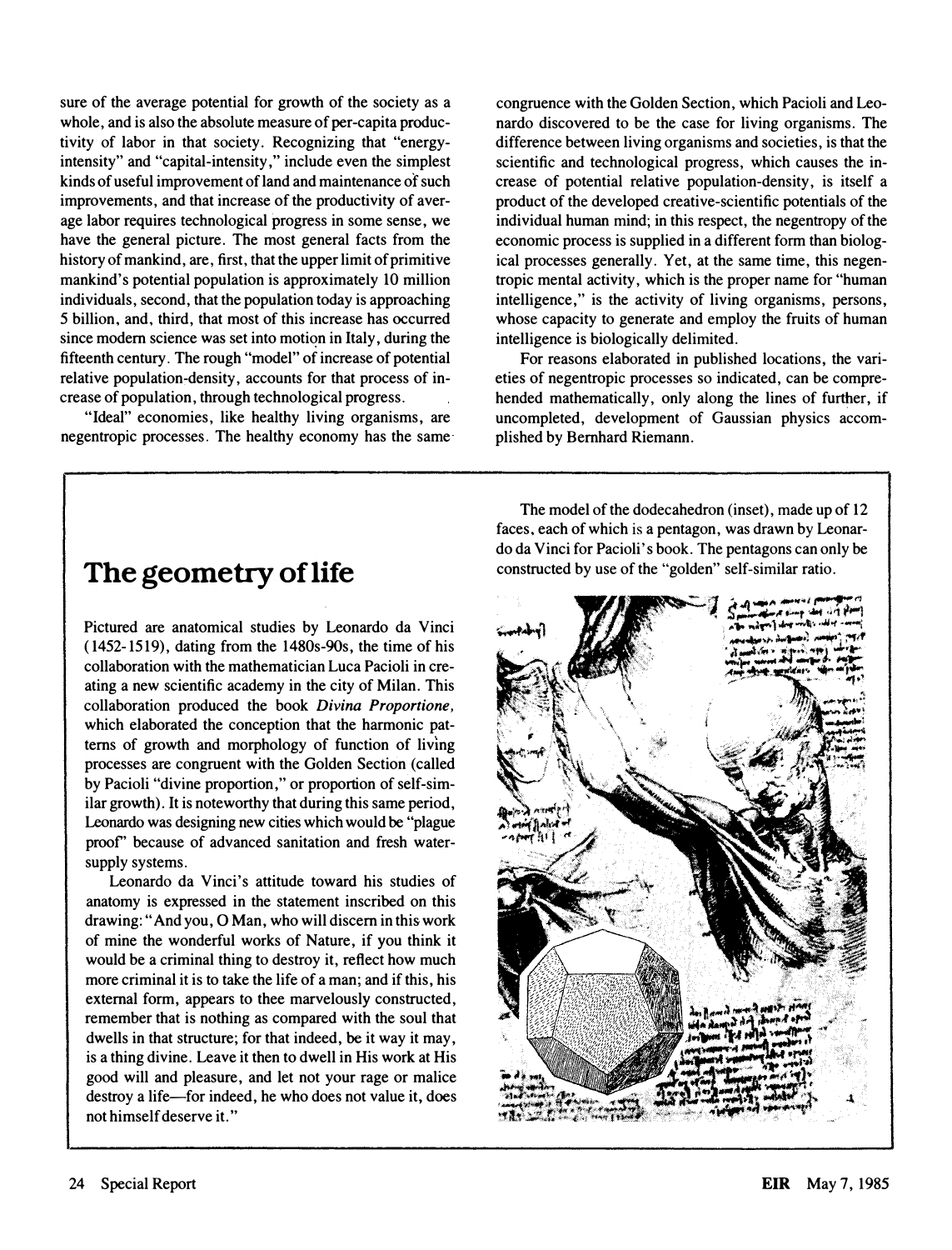sure of the average potential for growth of the society as a whole, and is also the absolute measure of per-capita productivity of labor in that society. Recognizing that "energy-intensity" and "capital-intensity," include even the simplest kinds of useful improvement of land and maintenance of such improvements, and that increase of the productivity of average labor requires technological progress in some sense, we have the general picture. The most general facts from the history of mankind, are, first, that the upper limit of primitive mankind's potential population is approximately 10 million individuals, second, that the population today is approaching 5 billion, and, third, that most of this increase has occurred since modern science was set into motion in Italy, during the fifteenth century. The rough "model" of increase of potential relative population-density, accounts for that process of increase of population, through technological progress.

"Ideal" economies, like healthy living organisms, are negentropic processes. The healthy economy has the same congruence with the Golden Section, which Pacioli and Leonardo discovered to be the case for living organisms. The difference between living organisms and societies, is that the scientific and technological progress, which causes the increase of potential relative population-density, is itself a product of the developed creative-scientific potentials of the individual human mind; in this respect, the negentropy of the economic process is supplied in a different form than biological processes generally. Yet, at the same time, this negentropic mental activity, which is the proper name for "human intelligence," is the activity of living organisms, persons, whose capacity to generate and employ the fruits of human intelligence is biologically delimited.

For reasons elaborated in published locations, the varieties of negentropic processes so indicated, can be comprehended mathematically, only along the lines of further, if uncompleted, development of Gaussian physics accomplished by Bernhard Riemann.

## The geometry of life

Pictured are anatomical studies by Leonardo da Vinci (1452-1519), dating from the 1480s-90s, the time of his collaboration with the mathematician Luca Pacioli in creating a new scientific academy in the city of Milan. This collaboration produced the book *Divina Proportione*, which elaborated the conception that the harmonic patterns of growth and morphology of function of living processes are congruent with the Golden Section (called by Pacioli "divine proportion," or proportion of self-similar growth). It is noteworthy that during this same period, Leonardo was designing new cities which would be "plague proof" because of advanced sanitation and fresh water-supply systems.

Leonardo da Vinci's attitude toward his studies of anatomy is expressed in the statement inscribed on this drawing: "And you, O Man, who will discern in this work of mine the wonderful works of Nature, if you think it would be a criminal thing to destroy it, reflect how much more criminal it is to take the life of a man; and if this, his external form, appears to thee marvelously constructed, remember that is nothing as compared with the soul that dwells in that structure; for that indeed, be it way it may, is a thing divine. Leave it then to dwell in His work at His good will and pleasure, and let not your rage or malice destroy a life—for indeed, he who does not value it, does not himself deserve it."

The model of the dodecahedron (inset), made up of 12 faces, each of which is a pentagon, was drawn by Leonardo da Vinci for Pacioli's book. The pentagons can only be constructed by use of the "golden" self-similar ratio.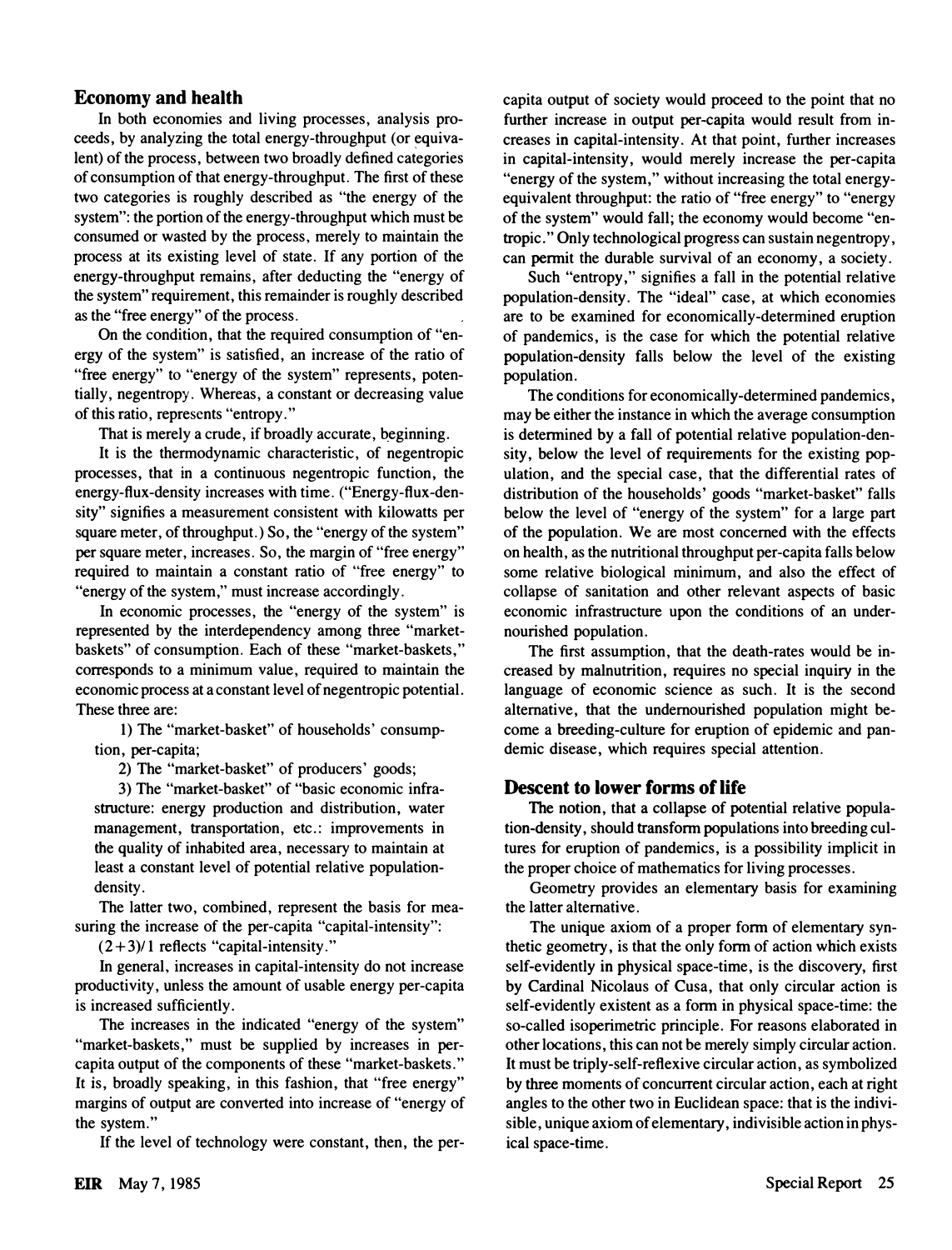## Economy and health

In both economies and living processes, analysis proceeds, by analyzing the total energy-throughput (or equivalent) of the process, between two broadly defined categories of consumption of that energy-throughput. The first of these two categories is roughly described as "the energy of the system": the portion of the energy-throughput which must be consumed or wasted by the process, merely to maintain the process at its existing level of state. If any portion of the energy-throughput remains, after deducting the "energy of the system" requirement, this remainder is roughly described as the "free energy" of the process.

On the condition, that the required consumption of "energy of the system" is satisfied, an increase of the ratio of "free energy" to "energy of the system" represents, potentially, negentropy. Whereas, a constant or decreasing value of this ratio, represents "entropy."

That is merely a crude, if broadly accurate, beginning.

It is the thermodynamic characteristic, of negentropic processes, that in a continuous negentropic function, the energy-flux-density increases with time. ("Energy-flux-density" signifies a measurement consistent with kilowatts per square meter, of throughput.) So, the "energy of the system" per square meter, increases. So, the margin of "free energy" required to maintain a constant ratio of "free energy" to "energy of the system," must increase accordingly.

In economic processes, the "energy of the system" is represented by the interdependency among three "market-baskets" of consumption. Each of these "market-baskets," corresponds to a minimum value, required to maintain the economic process at a constant level of negentropic potential. These three are:

1) The "market-basket" of households' consumption, per-capita;

2) The "market-basket" of producers' goods;

3) The "market-basket" of "basic economic infrastructure: energy production and distribution, water management, transportation, etc.: improvements in the quality of inhabited area, necessary to maintain at least a constant level of potential relative population-density.

The latter two, combined, represent the basis for measuring the increase of the per-capita "capital-intensity":

$(2+3)/1$ reflects "capital-intensity."

In general, increases in capital-intensity do not increase productivity, unless the amount of usable energy per-capita is increased sufficiently.

The increases in the indicated "energy of the system" "market-baskets," must be supplied by increases in per-capita output of the components of these "market-baskets." It is, broadly speaking, in this fashion, that "free energy" margins of output are converted into increase of "energy of the system."

If the level of technology were constant, then, the per-capita output of society would proceed to the point that no further increase in output per-capita would result from increases in capital-intensity. At that point, further increases in capital-intensity, would merely increase the per-capita "energy of the system," without increasing the total energy-equivalent throughput: the ratio of "free energy" to "energy of the system" would fall; the economy would become "entropic." Only technological progress can sustain negentropy, can permit the durable survival of an economy, a society.

Such "entropy," signifies a fall in the potential relative population-density. The "ideal" case, at which economies are to be examined for economically-determined eruption of pandemics, is the case for which the potential relative population-density falls below the level of the existing population.

The conditions for economically-determined pandemics, may be either the instance in which the average consumption is determined by a fall of potential relative population-density, below the level of requirements for the existing population, and the special case, that the differential rates of distribution of the households' goods "market-basket" falls below the level of "energy of the system" for a large part of the population. We are most concerned with the effects on health, as the nutritional throughput per-capita falls below some relative biological minimum, and also the effect of collapse of sanitation and other relevant aspects of basic economic infrastructure upon the conditions of an undernourished population.

The first assumption, that the death-rates would be increased by malnutrition, requires no special inquiry in the language of economic science as such. It is the second alternative, that the undernourished population might become a breeding-culture for eruption of epidemic and pandemic disease, which requires special attention.

## Descent to lower forms of life

The notion, that a collapse of potential relative population-density, should transform populations into breeding cultures for eruption of pandemics, is a possibility implicit in the proper choice of mathematics for living processes.

Geometry provides an elementary basis for examining the latter alternative.

The unique axiom of a proper form of elementary synthetic geometry, is that the only form of action which exists self-evidently in physical space-time, is the discovery, first by Cardinal Nicolaus of Cusa, that only circular action is self-evidently existent as a form in physical space-time: the so-called isoperimetric principle. For reasons elaborated in other locations, this can not be merely simply circular action. It must be triply-self-reflexive circular action, as symbolized by three moments of concurrent circular action, each at right angles to the other two in Euclidean space: that is the indivisible, unique axiom of elementary, indivisible action in physical space-time.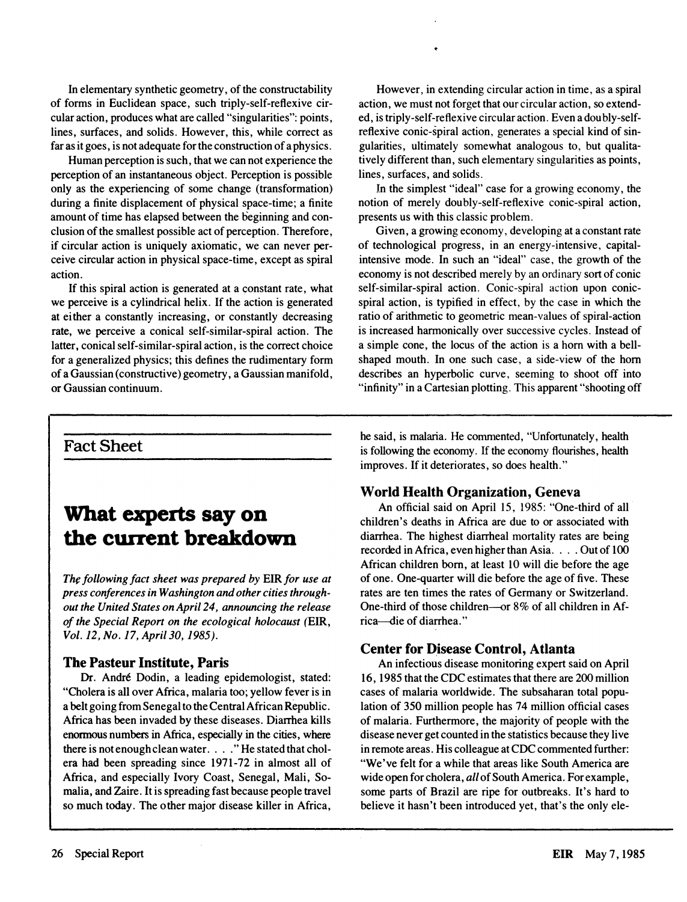In elementary synthetic geometry, of the constructability of forms in Euclidean space, such triply-self-reflexive circular action, produces what are called "singularities": points, lines, surfaces, and solids. However, this, while correct as far as it goes, is not adequate for the construction of a physics.

Human perception is such, that we can not experience the perception of an instantaneous object. Perception is possible only as the experiencing of some change (transformation) during a finite displacement of physical space-time; a finite amount of time has elapsed between the beginning and conclusion of the smallest possible act of perception. Therefore, if circular action is uniquely axiomatic, we can never perceive circular action in physical space-time, except as spiral action.

If this spiral action is generated at a constant rate, what we perceive is a cylindrical helix. If the action is generated at either a constantly increasing, or constantly decreasing rate, we perceive a conical self-similar-spiral action. The latter, conical self-similar-spiral action, is the correct choice for a generalized physics; this defines the rudimentary form of a Gaussian (constructive) geometry, a Gaussian manifold, or Gaussian continuum.

However, in extending circular action in time, as a spiral action, we must not forget that our circular action, so extended, is triply-self-reflexive circular action. Even a doubly-self-reflexive conic-spiral action, generates a special kind of singularities, ultimately somewhat analogous to, but qualitatively different than, such elementary singularities as points, lines, surfaces, and solids.

In the simplest "ideal" case for a growing economy, the notion of merely doubly-self-reflexive conic-spiral action, presents us with this classic problem.

Given, a growing economy, developing at a constant rate of technological progress, in an energy-intensive, capital-intensive mode. In such an "ideal" case, the growth of the economy is not described merely by an ordinary sort of conic self-similar-spiral action. Conic-spiral action upon conic-spiral action, is typified in effect, by the case in which the ratio of arithmetic to geometric mean-values of spiral-action is increased harmonically over successive cycles. Instead of a simple cone, the locus of the action is a horn with a bell-shaped mouth. In one such case, a side-view of the horn describes an hyperbolic curve, seeming to shoot off into "infinity" in a Cartesian plotting. This apparent "shooting off

## Fact Sheet

# What experts say on the current breakdown

*The following fact sheet was prepared by* EIR *for use at press conferences in Washington and other cities throughout the United States on April 24, announcing the release of the Special Report on the ecological holocaust (*EIR*, Vol. 12, No. 17, April 30, 1985).*

### The Pasteur Institute, Paris

Dr. André Dodin, a leading epidemologist, stated: "Cholera is all over Africa, malaria too; yellow fever is in a belt going from Senegal to the Central African Republic. Africa has been invaded by these diseases. Diarrhea kills enormous numbers in Africa, especially in the cities, where there is not enough clean water. . . ." He stated that cholera had been spreading since 1971-72 in almost all of Africa, and especially Ivory Coast, Senegal, Mali, Somalia, and Zaire. It is spreading fast because people travel so much today. The other major disease killer in Africa, he said, is malaria. He commented, "Unfortunately, health is following the economy. If the economy flourishes, health improves. If it deteriorates, so does health."

### World Health Organization, Geneva

An official said on April 15, 1985: "One-third of all children's deaths in Africa are due to or associated with diarrhea. The highest diarrheal mortality rates are being recorded in Africa, even higher than Asia. . . . Out of 100 African children born, at least 10 will die before the age of one. One-quarter will die before the age of five. These rates are ten times the rates of Germany or Switzerland. One-third of those children—or 8% of all children in Africa—die of diarrhea."

### Center for Disease Control, Atlanta

An infectious disease monitoring expert said on April 16, 1985 that the CDC estimates that there are 200 million cases of malaria worldwide. The subsaharan total population of 350 million people has 74 million official cases of malaria. Furthermore, the majority of people with the disease never get counted in the statistics because they live in remote areas. His colleague at CDC commented further: "We've felt for a while that areas like South America are wide open for cholera, *all* of South America. For example, some parts of Brazil are ripe for outbreaks. It's hard to believe it hasn't been introduced yet, that's the only ele-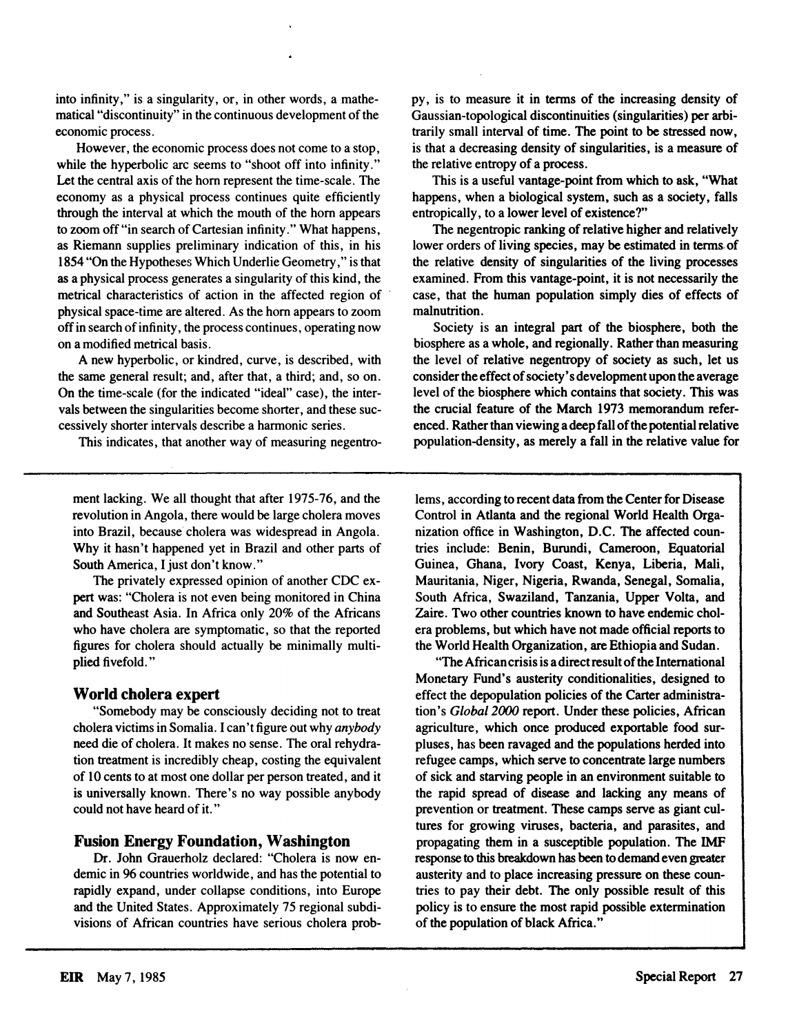into infinity," is a singularity, or, in other words, a mathematical "discontinuity" in the continuous development of the economic process.

However, the economic process does not come to a stop, while the hyperbolic arc seems to "shoot off into infinity." Let the central axis of the horn represent the time-scale. The economy as a physical process continues quite efficiently through the interval at which the mouth of the horn appears to zoom off "in search of Cartesian infinity." What happens, as Riemann supplies preliminary indication of this, in his 1854 "On the Hypotheses Which Underlie Geometry," is that as a physical process generates a singularity of this kind, the metrical characteristics of action in the affected region of physical space-time are altered. As the horn appears to zoom off in search of infinity, the process continues, operating now on a modified metrical basis.

A new hyperbolic, or kindred, curve, is described, with the same general result; and, after that, a third; and, so on. On the time-scale (for the indicated "ideal" case), the intervals between the singularities become shorter, and these successively shorter intervals describe a harmonic series.

This indicates, that another way of measuring negentropy, is to measure it in terms of the increasing density of Gaussian-topological discontinuities (singularities) per arbitrarily small interval of time. The point to be stressed now, is that a decreasing density of singularities, is a measure of the relative entropy of a process.

This is a useful vantage-point from which to ask, "What happens, when a biological system, such as a society, falls entropically, to a lower level of existence?"

The negentropic ranking of relative higher and relatively lower orders of living species, may be estimated in terms of the relative density of singularities of the living processes examined. From this vantage-point, it is not necessarily the case, that the human population simply dies of effects of malnutrition.

Society is an integral part of the biosphere, both the biosphere as a whole, and regionally. Rather than measuring the level of relative negentropy of society as such, let us consider the effect of society's development upon the average level of the biosphere which contains that society. This was the crucial feature of the March 1973 memorandum referenced. Rather than viewing a deep fall of the potential relative population-density, as merely a fall in the relative value for

---

ment lacking. We all thought that after 1975-76, and the revolution in Angola, there would be large cholera moves into Brazil, because cholera was widespread in Angola. Why it hasn't happened yet in Brazil and other parts of South America, I just don't know."

The privately expressed opinion of another CDC expert was: "Cholera is not even being monitored in China and Southeast Asia. In Africa only 20% of the Africans who have cholera are symptomatic, so that the reported figures for cholera should actually be minimally multiplied fivefold."

### World cholera expert

"Somebody may be consciously deciding not to treat cholera victims in Somalia. I can't figure out why *anybody* need die of cholera. It makes no sense. The oral rehydration treatment is incredibly cheap, costing the equivalent of 10 cents to at most one dollar per person treated, and it is universally known. There's no way possible anybody could not have heard of it."

### Fusion Energy Foundation, Washington

Dr. John Grauerholz declared: "Cholera is now endemic in 96 countries worldwide, and has the potential to rapidly expand, under collapse conditions, into Europe and the United States. Approximately 75 regional subdivisions of African countries have serious cholera problems, according to recent data from the Center for Disease Control in Atlanta and the regional World Health Organization office in Washington, D.C. The affected countries include: Benin, Burundi, Cameroon, Equatorial Guinea, Ghana, Ivory Coast, Kenya, Liberia, Mali, Mauritania, Niger, Nigeria, Rwanda, Senegal, Somalia, South Africa, Swaziland, Tanzania, Upper Volta, and Zaire. Two other countries known to have endemic cholera problems, but which have not made official reports to the World Health Organization, are Ethiopia and Sudan.

"The African crisis is a direct result of the International Monetary Fund's austerity conditionalities, designed to effect the depopulation policies of the Carter administration's *Global 2000* report. Under these policies, African agriculture, which once produced exportable food surpluses, has been ravaged and the populations herded into refugee camps, which serve to concentrate large numbers of sick and starving people in an environment suitable to the rapid spread of disease and lacking any means of prevention or treatment. These camps serve as giant cultures for growing viruses, bacteria, and parasites, and propagating them in a susceptible population. The IMF response to this breakdown has been to demand even greater austerity and to place increasing pressure on these countries to pay their debt. The only possible result of this policy is to ensure the most rapid possible extermination of the population of black Africa."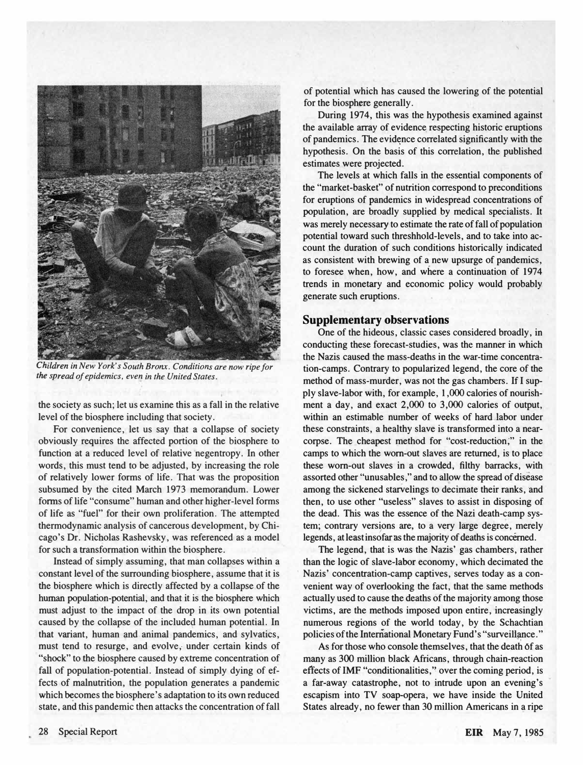*Children in New York's South Bronx. Conditions are now ripe for the spread of epidemics, even in the United States.*

the society as such; let us examine this as a fall in the relative level of the biosphere including that society.

For convenience, let us say that a collapse of society obviously requires the affected portion of the biosphere to function at a reduced level of relative negentropy. In other words, this must tend to be adjusted, by increasing the role of relatively lower forms of life. That was the proposition subsumed by the cited March 1973 memorandum. Lower forms of life "consume" human and other higher-level forms of life as "fuel" for their own proliferation. The attempted thermodynamic analysis of cancerous development, by Chicago's Dr. Nicholas Rashevsky, was referenced as a model for such a transformation within the biosphere.

Instead of simply assuming, that man collapses within a constant level of the surrounding biosphere, assume that it is the biosphere which is directly affected by a collapse of the human population-potential, and that it is the biosphere which must adjust to the impact of the drop in its own potential caused by the collapse of the included human potential. In that variant, human and animal pandemics, and sylvatics, must tend to resurge, and evolve, under certain kinds of "shock" to the biosphere caused by extreme concentration of fall of population-potential. Instead of simply dying of effects of malnutrition, the population generates a pandemic which becomes the biosphere's adaptation to its own reduced state, and this pandemic then attacks the concentration of fall of potential which has caused the lowering of the potential for the biosphere generally.

During 1974, this was the hypothesis examined against the available array of evidence respecting historic eruptions of pandemics. The evidence correlated significantly with the hypothesis. On the basis of this correlation, the published estimates were projected.

The levels at which falls in the essential components of the "market-basket" of nutrition correspond to preconditions for eruptions of pandemics in widespread concentrations of population, are broadly supplied by medical specialists. It was merely necessary to estimate the rate of fall of population potential toward such threshhold-levels, and to take into account the duration of such conditions historically indicated as consistent with brewing of a new upsurge of pandemics, to foresee when, how, and where a continuation of 1974 trends in monetary and economic policy would probably generate such eruptions.

## Supplementary observations

One of the hideous, classic cases considered broadly, in conducting these forecast-studies, was the manner in which the Nazis caused the mass-deaths in the war-time concentration-camps. Contrary to popularized legend, the core of the method of mass-murder, was not the gas chambers. If I supply slave-labor with, for example, 1,000 calories of nourishment a day, and exact 2,000 to 3,000 calories of output, within an estimable number of weeks of hard labor under these constraints, a healthy slave is transformed into a near-corpse. The cheapest method for "cost-reduction," in the camps to which the worn-out slaves are returned, is to place these worn-out slaves in a crowded, filthy barracks, with assorted other "unusables," and to allow the spread of disease among the sickened starvelings to decimate their ranks, and then, to use other "useless" slaves to assist in disposing of the dead. This was the essence of the Nazi death-camp system; contrary versions are, to a very large degree, merely legends, at least insofar as the majority of deaths is concerned.

The legend, that is was the Nazis' gas chambers, rather than the logic of slave-labor economy, which decimated the Nazis' concentration-camp captives, serves today as a convenient way of overlooking the fact, that the same methods actually used to cause the deaths of the majority among those victims, are the methods imposed upon entire, increasingly numerous regions of the world today, by the Schachtian policies of the International Monetary Fund's "surveillance."

As for those who console themselves, that the death of as many as 300 million black Africans, through chain-reaction effects of IMF "conditionalities," over the coming period, is a far-away catastrophe, not to intrude upon an evening's escapism into TV soap-opera, we have inside the United States already, no fewer than 30 million Americans in a ripe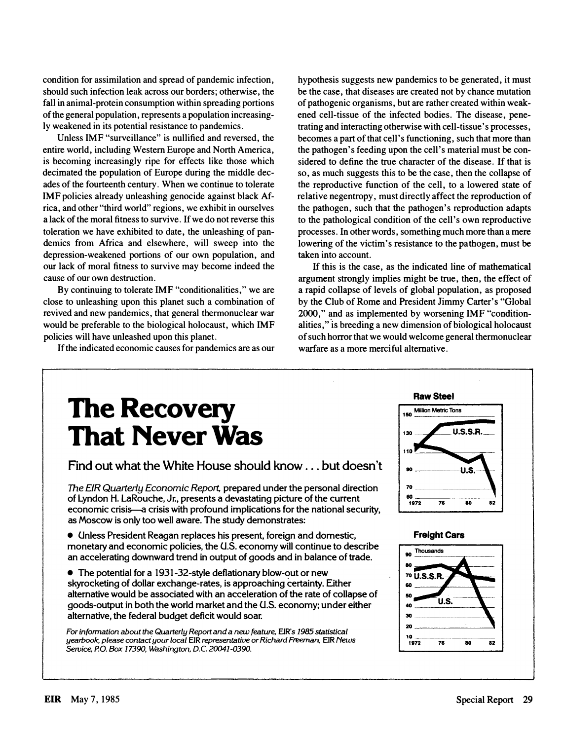condition for assimilation and spread of pandemic infection, should such infection leak across our borders; otherwise, the fall in animal-protein consumption within spreading portions of the general population, represents a population increasingly weakened in its potential resistance to pandemics.

Unless IMF "surveillance" is nullified and reversed, the entire world, including Western Europe and North America, is becoming increasingly ripe for effects like those which decimated the population of Europe during the middle decades of the fourteenth century. When we continue to tolerate IMF policies already unleashing genocide against black Africa, and other "third world" regions, we exhibit in ourselves a lack of the moral fitness to survive. If we do not reverse this toleration we have exhibited to date, the unleashing of pandemics from Africa and elsewhere, will sweep into the depression-weakened portions of our own population, and our lack of moral fitness to survive may become indeed the cause of our own destruction.

By continuing to tolerate IMF "conditionalities," we are close to unleashing upon this planet such a combination of revived and new pandemics, that general thermonuclear war would be preferable to the biological holocaust, which IMF policies will have unleashed upon this planet.

If the indicated economic causes for pandemics are as our hypothesis suggests new pandemics to be generated, it must be the case, that diseases are created not by chance mutation of pathogenic organisms, but are rather created within weakened cell-tissue of the infected bodies. The disease, penetrating and interacting otherwise with cell-tissue's processes, becomes a part of that cell's functioning, such that more than the pathogen's feeding upon the cell's material must be considered to define the true character of the disease. If that is so, as much suggests this to be the case, then the collapse of the reproductive function of the cell, to a lowered state of relative negentropy, must directly affect the reproduction of the pathogen, such that the pathogen's reproduction adapts to the pathological condition of the cell's own reproductive processes. In other words, something much more than a mere lowering of the victim's resistance to the pathogen, must be taken into account.

If this is the case, as the indicated line of mathematical argument strongly implies might be true, then, the effect of a rapid collapse of levels of global population, as proposed by the Club of Rome and President Jimmy Carter's "Global 2000," and as implemented by worsening IMF "conditionalities," is breeding a new dimension of biological holocaust of such horror that we would welcome general thermonuclear warfare as a more merciful alternative.

# The Recovery That Never Was

## Find out what the White House should know . . . but doesn't

*The EIR Quarterly Economic Report*, prepared under the personal direction of Lyndon H. LaRouche, Jr., presents a devastating picture of the current economic crisis—a crisis with profound implications for the national security, as Moscow is only too well aware. The study demonstrates:

- Unless President Reagan replaces his present, foreign and domestic, monetary and economic policies, the U.S. economy will continue to describe an accelerating downward trend in output of goods and in balance of trade.
- The potential for a 1931-32-style deflationary blow-out or new skyrocketing of dollar exchange-rates, is approaching certainty. Either alternative would be associated with an acceleration of the rate of collapse of goods-output in both the world market and the U.S. economy; under either alternative, the federal budget deficit would soar.

*For information about the Quarterly Report and a new feature, EIR's 1985 statistical yearbook, please contact your local EIR representative or Richard Freeman, EIR News Service, P.O. Box 17390, Washington, D.C. 20041-0390.*

**Raw Steel**

Million Metric Tons

150
130
110
90
70
60
1972 76 80 82

U.S.S.R.
U.S.

**Freight Cars**

Thousands

90
80
70
60
50
40
30
20
10
1972 76 80 82

U.S.S.R.
U.S.